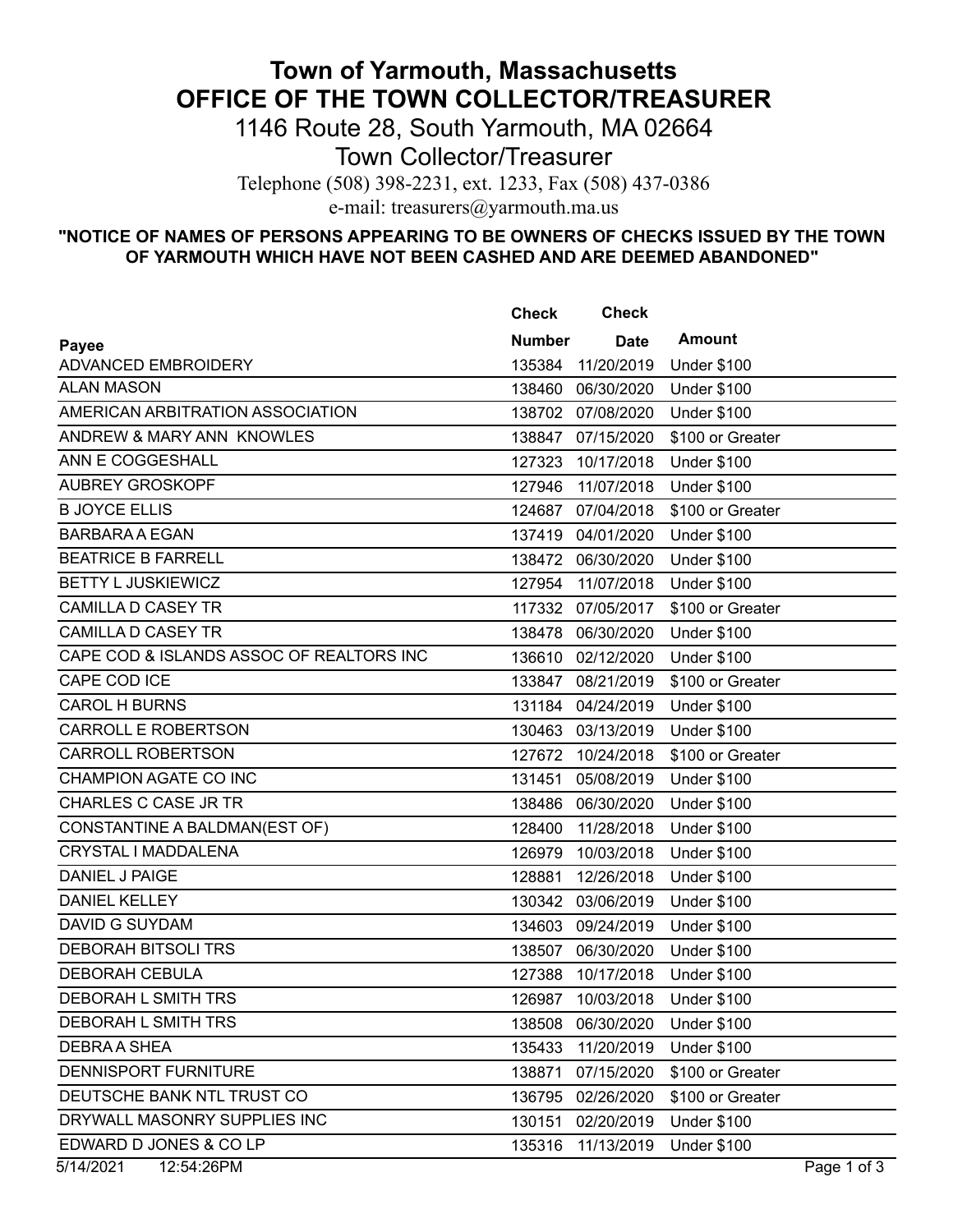# Town of Yarmouth, Massachusetts
# OFFICE OF THE TOWN COLLECTOR/TREASURER

1146 Route 28, South Yarmouth, MA 02664

Town Collector/Treasurer

Telephone (508) 398-2231, ext. 1233, Fax (508) 437-0386

e-mail: treasurers@yarmouth.ma.us

**"NOTICE OF NAMES OF PERSONS APPEARING TO BE OWNERS OF CHECKS ISSUED BY THE TOWN OF YARMOUTH WHICH HAVE NOT BEEN CASHED AND ARE DEEMED ABANDONED"**

| Payee | Check Number | Check Date | Amount |
|---|---|---|---|
| ADVANCED EMBROIDERY | 135384 | 11/20/2019 | Under $100 |
| ALAN MASON | 138460 | 06/30/2020 | Under $100 |
| AMERICAN ARBITRATION ASSOCIATION | 138702 | 07/08/2020 | Under $100 |
| ANDREW & MARY ANN KNOWLES | 138847 | 07/15/2020 | $100 or Greater |
| ANN E COGGESHALL | 127323 | 10/17/2018 | Under $100 |
| AUBREY GROSKOPF | 127946 | 11/07/2018 | Under $100 |
| B JOYCE ELLIS | 124687 | 07/04/2018 | $100 or Greater |
| BARBARA A EGAN | 137419 | 04/01/2020 | Under $100 |
| BEATRICE B FARRELL | 138472 | 06/30/2020 | Under $100 |
| BETTY L JUSKIEWICZ | 127954 | 11/07/2018 | Under $100 |
| CAMILLA D CASEY TR | 117332 | 07/05/2017 | $100 or Greater |
| CAMILLA D CASEY TR | 138478 | 06/30/2020 | Under $100 |
| CAPE COD & ISLANDS ASSOC OF REALTORS INC | 136610 | 02/12/2020 | Under $100 |
| CAPE COD ICE | 133847 | 08/21/2019 | $100 or Greater |
| CAROL H BURNS | 131184 | 04/24/2019 | Under $100 |
| CARROLL E ROBERTSON | 130463 | 03/13/2019 | Under $100 |
| CARROLL ROBERTSON | 127672 | 10/24/2018 | $100 or Greater |
| CHAMPION AGATE CO INC | 131451 | 05/08/2019 | Under $100 |
| CHARLES C CASE JR TR | 138486 | 06/30/2020 | Under $100 |
| CONSTANTINE A BALDMAN(EST OF) | 128400 | 11/28/2018 | Under $100 |
| CRYSTAL I MADDALENA | 126979 | 10/03/2018 | Under $100 |
| DANIEL J PAIGE | 128881 | 12/26/2018 | Under $100 |
| DANIEL KELLEY | 130342 | 03/06/2019 | Under $100 |
| DAVID G SUYDAM | 134603 | 09/24/2019 | Under $100 |
| DEBORAH BITSOLI TRS | 138507 | 06/30/2020 | Under $100 |
| DEBORAH CEBULA | 127388 | 10/17/2018 | Under $100 |
| DEBORAH L SMITH TRS | 126987 | 10/03/2018 | Under $100 |
| DEBORAH L SMITH TRS | 138508 | 06/30/2020 | Under $100 |
| DEBRA A SHEA | 135433 | 11/20/2019 | Under $100 |
| DENNISPORT FURNITURE | 138871 | 07/15/2020 | $100 or Greater |
| DEUTSCHE BANK NTL TRUST CO | 136795 | 02/26/2020 | $100 or Greater |
| DRYWALL MASONRY SUPPLIES INC | 130151 | 02/20/2019 | Under $100 |
| EDWARD D JONES & CO LP | 135316 | 11/13/2019 | Under $100 |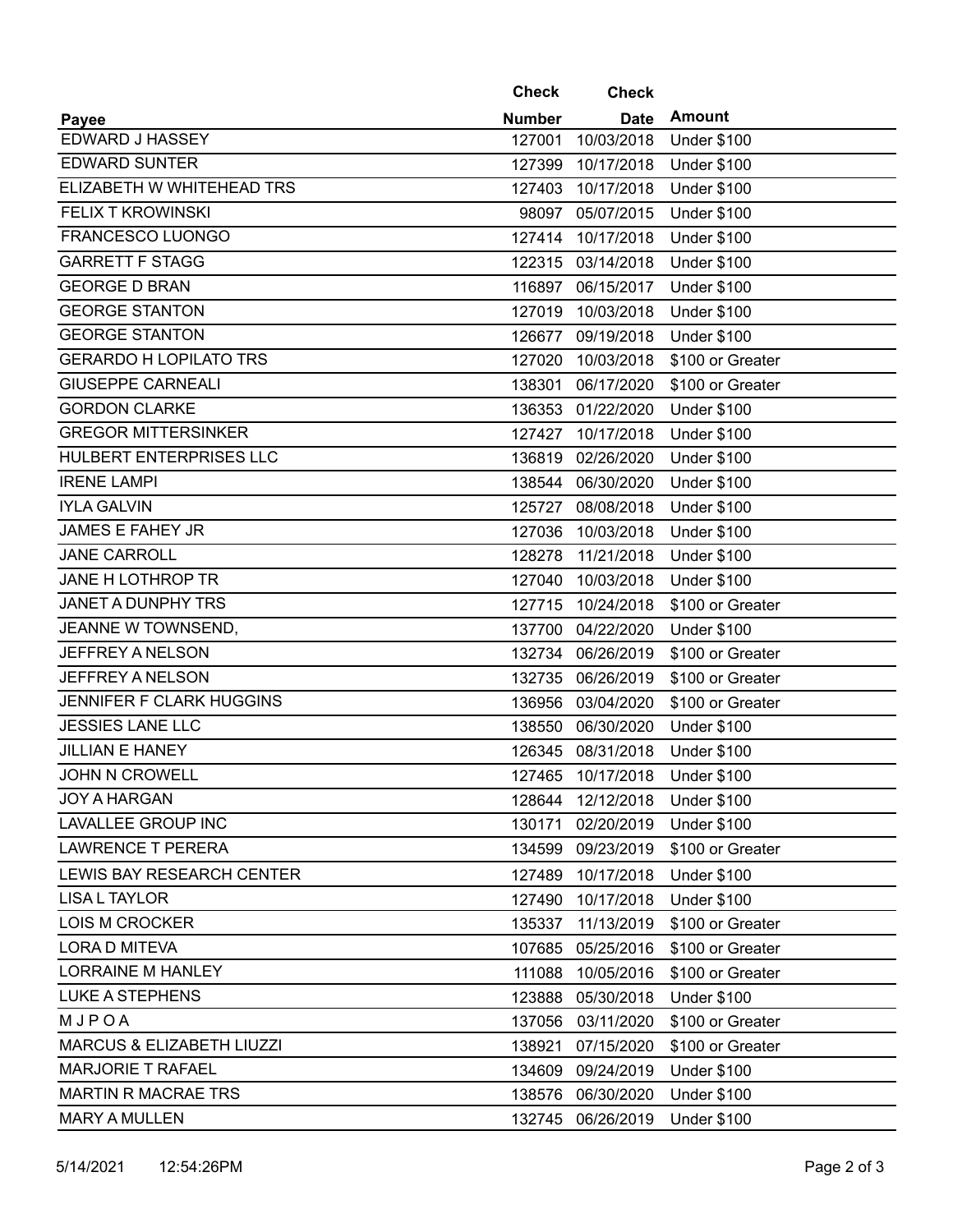| Payee | Check Number | Check Date | Amount |
|---|---|---|---|
| EDWARD J HASSEY | 127001 | 10/03/2018 | Under $100 |
| EDWARD SUNTER | 127399 | 10/17/2018 | Under $100 |
| ELIZABETH W WHITEHEAD TRS | 127403 | 10/17/2018 | Under $100 |
| FELIX T KROWINSKI | 98097 | 05/07/2015 | Under $100 |
| FRANCESCO LUONGO | 127414 | 10/17/2018 | Under $100 |
| GARRETT F STAGG | 122315 | 03/14/2018 | Under $100 |
| GEORGE D BRAN | 116897 | 06/15/2017 | Under $100 |
| GEORGE STANTON | 127019 | 10/03/2018 | Under $100 |
| GEORGE STANTON | 126677 | 09/19/2018 | Under $100 |
| GERARDO H LOPILATO TRS | 127020 | 10/03/2018 | $100 or Greater |
| GIUSEPPE CARNEALI | 138301 | 06/17/2020 | $100 or Greater |
| GORDON CLARKE | 136353 | 01/22/2020 | Under $100 |
| GREGOR MITTERSINKER | 127427 | 10/17/2018 | Under $100 |
| HULBERT ENTERPRISES LLC | 136819 | 02/26/2020 | Under $100 |
| IRENE LAMPI | 138544 | 06/30/2020 | Under $100 |
| IYLA GALVIN | 125727 | 08/08/2018 | Under $100 |
| JAMES E FAHEY JR | 127036 | 10/03/2018 | Under $100 |
| JANE CARROLL | 128278 | 11/21/2018 | Under $100 |
| JANE H LOTHROP TR | 127040 | 10/03/2018 | Under $100 |
| JANET A DUNPHY TRS | 127715 | 10/24/2018 | $100 or Greater |
| JEANNE W TOWNSEND, | 137700 | 04/22/2020 | Under $100 |
| JEFFREY A NELSON | 132734 | 06/26/2019 | $100 or Greater |
| JEFFREY A NELSON | 132735 | 06/26/2019 | $100 or Greater |
| JENNIFER F CLARK HUGGINS | 136956 | 03/04/2020 | $100 or Greater |
| JESSIES LANE LLC | 138550 | 06/30/2020 | Under $100 |
| JILLIAN E HANEY | 126345 | 08/31/2018 | Under $100 |
| JOHN N CROWELL | 127465 | 10/17/2018 | Under $100 |
| JOY A HARGAN | 128644 | 12/12/2018 | Under $100 |
| LAVALLEE GROUP INC | 130171 | 02/20/2019 | Under $100 |
| LAWRENCE T PERERA | 134599 | 09/23/2019 | $100 or Greater |
| LEWIS BAY RESEARCH CENTER | 127489 | 10/17/2018 | Under $100 |
| LISA L TAYLOR | 127490 | 10/17/2018 | Under $100 |
| LOIS M CROCKER | 135337 | 11/13/2019 | $100 or Greater |
| LORA D MITEVA | 107685 | 05/25/2016 | $100 or Greater |
| LORRAINE M HANLEY | 111088 | 10/05/2016 | $100 or Greater |
| LUKE A STEPHENS | 123888 | 05/30/2018 | Under $100 |
| M J P O A | 137056 | 03/11/2020 | $100 or Greater |
| MARCUS & ELIZABETH LIUZZI | 138921 | 07/15/2020 | $100 or Greater |
| MARJORIE T RAFAEL | 134609 | 09/24/2019 | Under $100 |
| MARTIN R MACRAE TRS | 138576 | 06/30/2020 | Under $100 |
| MARY A MULLEN | 132745 | 06/26/2019 | Under $100 |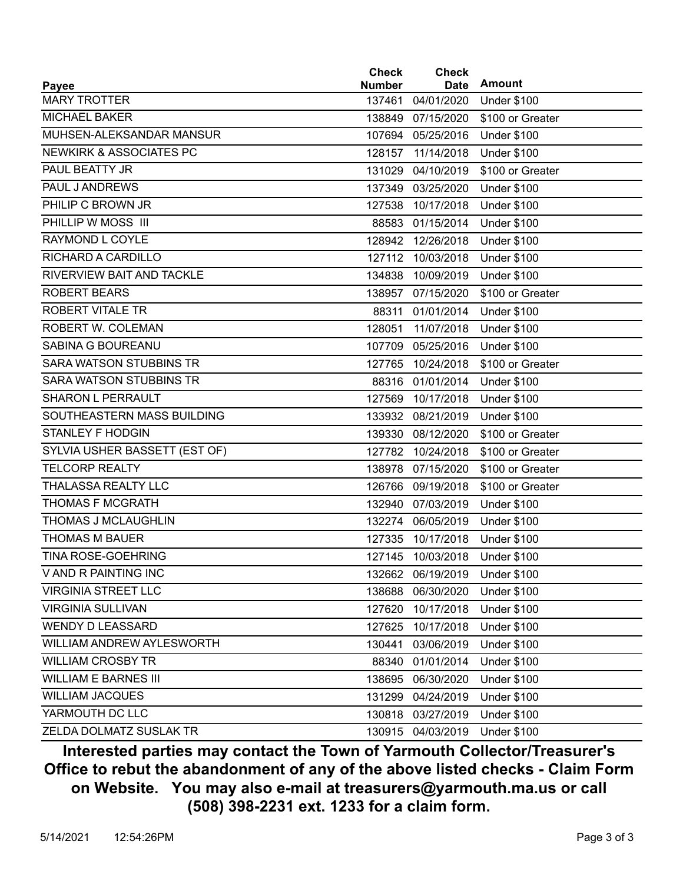| Payee | Check Number | Check Date | Amount |
|---|---|---|---|
| MARY TROTTER | 137461 | 04/01/2020 | Under $100 |
| MICHAEL BAKER | 138849 | 07/15/2020 | $100 or Greater |
| MUHSEN-ALEKSANDAR MANSUR | 107694 | 05/25/2016 | Under $100 |
| NEWKIRK & ASSOCIATES PC | 128157 | 11/14/2018 | Under $100 |
| PAUL BEATTY JR | 131029 | 04/10/2019 | $100 or Greater |
| PAUL J ANDREWS | 137349 | 03/25/2020 | Under $100 |
| PHILIP C BROWN JR | 127538 | 10/17/2018 | Under $100 |
| PHILLIP W MOSS III | 88583 | 01/15/2014 | Under $100 |
| RAYMOND L COYLE | 128942 | 12/26/2018 | Under $100 |
| RICHARD A CARDILLO | 127112 | 10/03/2018 | Under $100 |
| RIVERVIEW BAIT AND TACKLE | 134838 | 10/09/2019 | Under $100 |
| ROBERT BEARS | 138957 | 07/15/2020 | $100 or Greater |
| ROBERT VITALE TR | 88311 | 01/01/2014 | Under $100 |
| ROBERT W. COLEMAN | 128051 | 11/07/2018 | Under $100 |
| SABINA G BOUREANU | 107709 | 05/25/2016 | Under $100 |
| SARA WATSON STUBBINS TR | 127765 | 10/24/2018 | $100 or Greater |
| SARA WATSON STUBBINS TR | 88316 | 01/01/2014 | Under $100 |
| SHARON L PERRAULT | 127569 | 10/17/2018 | Under $100 |
| SOUTHEASTERN MASS BUILDING | 133932 | 08/21/2019 | Under $100 |
| STANLEY F HODGIN | 139330 | 08/12/2020 | $100 or Greater |
| SYLVIA USHER BASSETT (EST OF) | 127782 | 10/24/2018 | $100 or Greater |
| TELCORP REALTY | 138978 | 07/15/2020 | $100 or Greater |
| THALASSA REALTY LLC | 126766 | 09/19/2018 | $100 or Greater |
| THOMAS F MCGRATH | 132940 | 07/03/2019 | Under $100 |
| THOMAS J MCLAUGHLIN | 132274 | 06/05/2019 | Under $100 |
| THOMAS M BAUER | 127335 | 10/17/2018 | Under $100 |
| TINA ROSE-GOEHRING | 127145 | 10/03/2018 | Under $100 |
| V AND R PAINTING INC | 132662 | 06/19/2019 | Under $100 |
| VIRGINIA STREET LLC | 138688 | 06/30/2020 | Under $100 |
| VIRGINIA SULLIVAN | 127620 | 10/17/2018 | Under $100 |
| WENDY D LEASSARD | 127625 | 10/17/2018 | Under $100 |
| WILLIAM ANDREW AYLESWORTH | 130441 | 03/06/2019 | Under $100 |
| WILLIAM CROSBY TR | 88340 | 01/01/2014 | Under $100 |
| WILLIAM E BARNES III | 138695 | 06/30/2020 | Under $100 |
| WILLIAM JACQUES | 131299 | 04/24/2019 | Under $100 |
| YARMOUTH DC LLC | 130818 | 03/27/2019 | Under $100 |
| ZELDA DOLMATZ SUSLAK TR | 130915 | 04/03/2019 | Under $100 |

**Interested parties may contact the Town of Yarmouth Collector/Treasurer's Office to rebut the abandonment of any of the above listed checks - Claim Form on Website. You may also e-mail at treasurers@yarmouth.ma.us or call (508) 398-2231 ext. 1233 for a claim form.**

5/14/2021 12:54:26PM